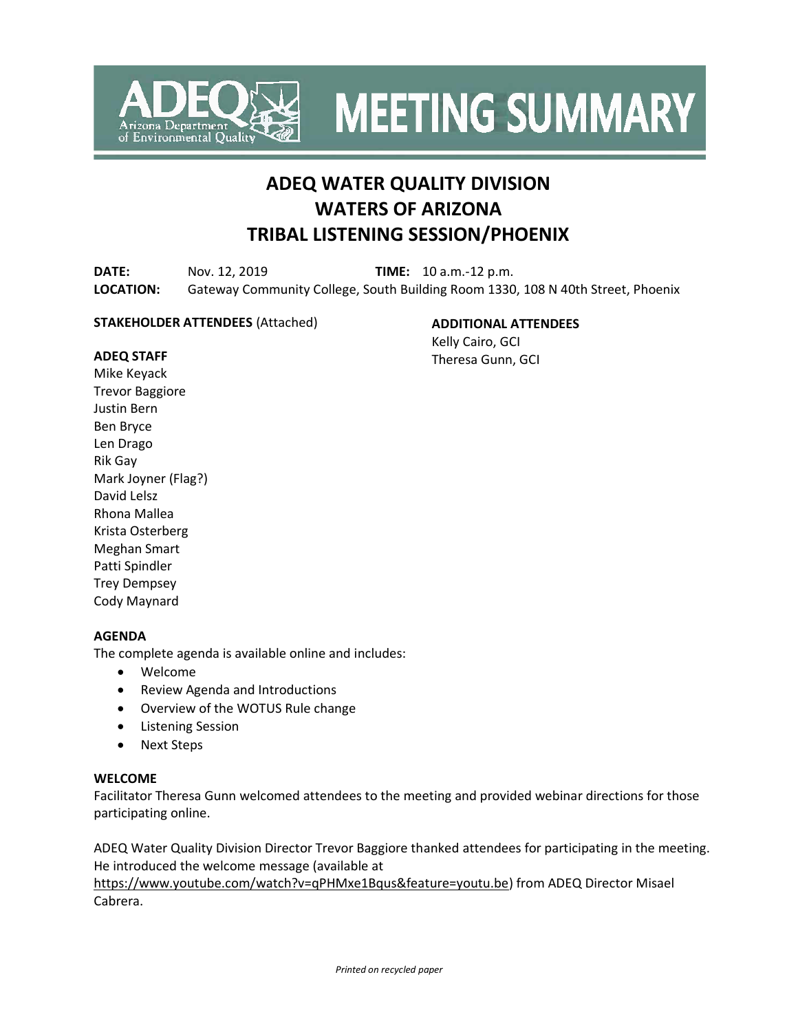# MEETING SUMMARY

## ADEQ WATER QUALITY DIVISION
## WATERS OF ARIZONA
## TRIBAL LISTENING SESSION/PHOENIX

**DATE:** Nov. 12, 2019 **TIME:** 10 a.m.-12 p.m.
**LOCATION:** Gateway Community College, South Building Room 1330, 108 N 40th Street, Phoenix

**STAKEHOLDER ATTENDEES** (Attached)

**ADEQ STAFF**
Mike Keyack
Trevor Baggiore
Justin Bern
Ben Bryce
Len Drago
Rik Gay
Mark Joyner (Flag?)
David Lelsz
Rhona Mallea
Krista Osterberg
Meghan Smart
Patti Spindler
Trey Dempsey
Cody Maynard

**ADDITIONAL ATTENDEES**
Kelly Cairo, GCI
Theresa Gunn, GCI

**AGENDA**
The complete agenda is available online and includes:

- Welcome
- Review Agenda and Introductions
- Overview of the WOTUS Rule change
- Listening Session
- Next Steps

**WELCOME**
Facilitator Theresa Gunn welcomed attendees to the meeting and provided webinar directions for those participating online.

ADEQ Water Quality Division Director Trevor Baggiore thanked attendees for participating in the meeting. He introduced the welcome message (available at https://www.youtube.com/watch?v=qPHMxe1Bqus&feature=youtu.be) from ADEQ Director Misael Cabrera.

*Printed on recycled paper*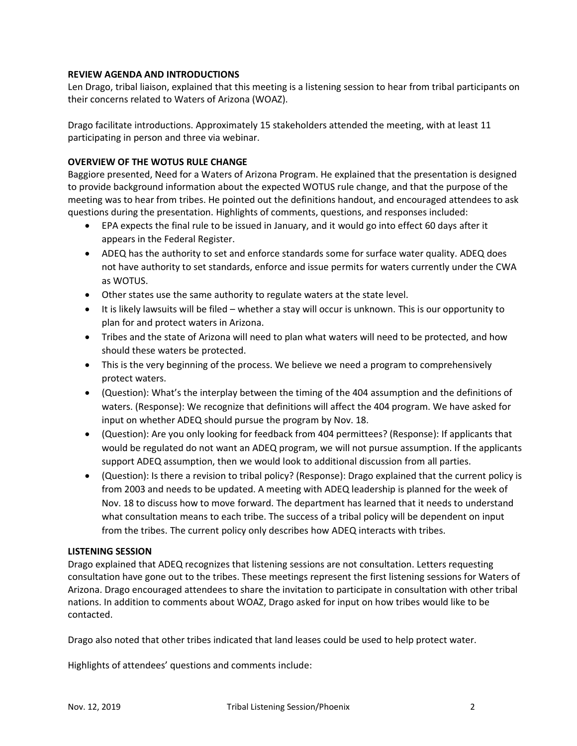**REVIEW AGENDA AND INTRODUCTIONS**

Len Drago, tribal liaison, explained that this meeting is a listening session to hear from tribal participants on their concerns related to Waters of Arizona (WOAZ).

Drago facilitate introductions. Approximately 15 stakeholders attended the meeting, with at least 11 participating in person and three via webinar.

**OVERVIEW OF THE WOTUS RULE CHANGE**

Baggiore presented, Need for a Waters of Arizona Program. He explained that the presentation is designed to provide background information about the expected WOTUS rule change, and that the purpose of the meeting was to hear from tribes. He pointed out the definitions handout, and encouraged attendees to ask questions during the presentation. Highlights of comments, questions, and responses included:

- EPA expects the final rule to be issued in January, and it would go into effect 60 days after it appears in the Federal Register.
- ADEQ has the authority to set and enforce standards some for surface water quality. ADEQ does not have authority to set standards, enforce and issue permits for waters currently under the CWA as WOTUS.
- Other states use the same authority to regulate waters at the state level.
- It is likely lawsuits will be filed – whether a stay will occur is unknown. This is our opportunity to plan for and protect waters in Arizona.
- Tribes and the state of Arizona will need to plan what waters will need to be protected, and how should these waters be protected.
- This is the very beginning of the process. We believe we need a program to comprehensively protect waters.
- (Question): What's the interplay between the timing of the 404 assumption and the definitions of waters. (Response): We recognize that definitions will affect the 404 program. We have asked for input on whether ADEQ should pursue the program by Nov. 18.
- (Question): Are you only looking for feedback from 404 permittees? (Response): If applicants that would be regulated do not want an ADEQ program, we will not pursue assumption. If the applicants support ADEQ assumption, then we would look to additional discussion from all parties.
- (Question): Is there a revision to tribal policy? (Response): Drago explained that the current policy is from 2003 and needs to be updated. A meeting with ADEQ leadership is planned for the week of Nov. 18 to discuss how to move forward. The department has learned that it needs to understand what consultation means to each tribe. The success of a tribal policy will be dependent on input from the tribes. The current policy only describes how ADEQ interacts with tribes.

**LISTENING SESSION**

Drago explained that ADEQ recognizes that listening sessions are not consultation. Letters requesting consultation have gone out to the tribes. These meetings represent the first listening sessions for Waters of Arizona. Drago encouraged attendees to share the invitation to participate in consultation with other tribal nations. In addition to comments about WOAZ, Drago asked for input on how tribes would like to be contacted.

Drago also noted that other tribes indicated that land leases could be used to help protect water.

Highlights of attendees' questions and comments include: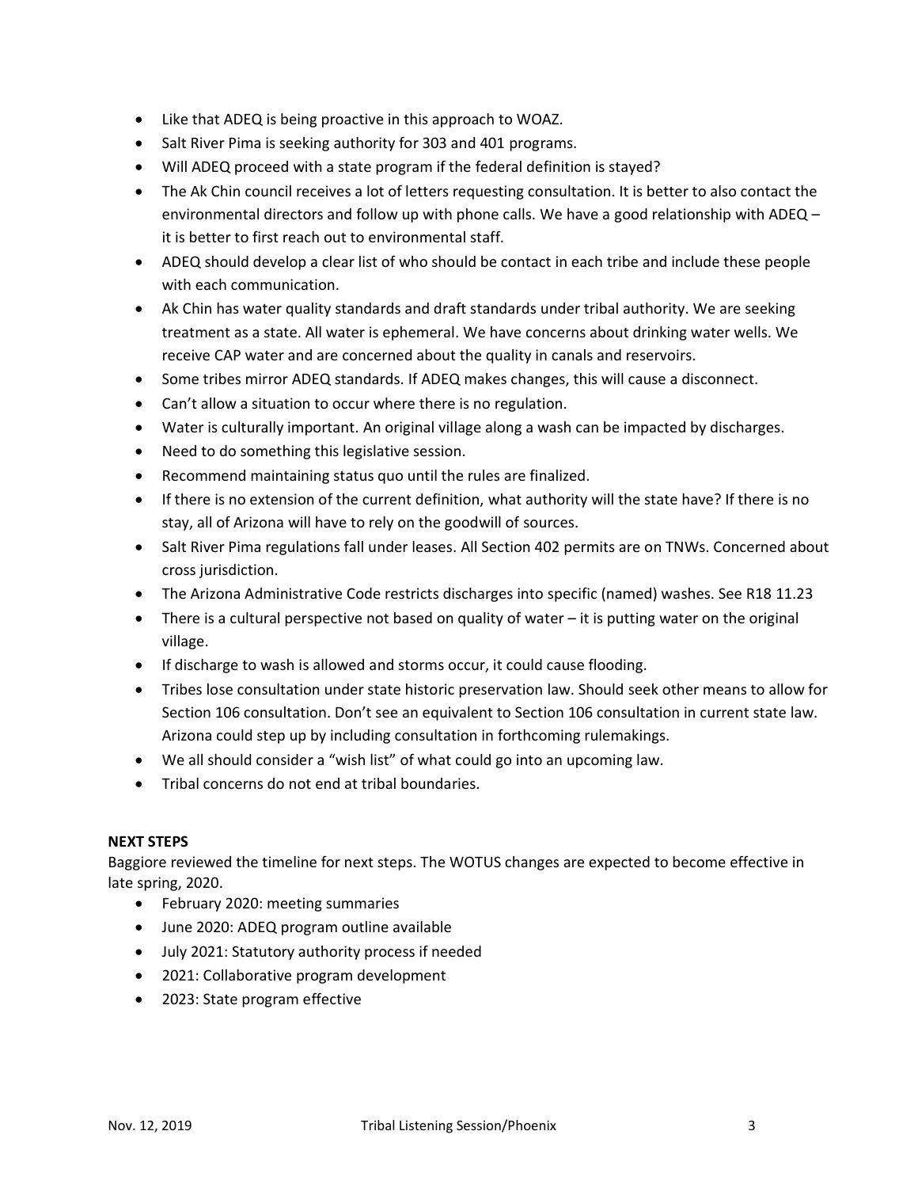- Like that ADEQ is being proactive in this approach to WOAZ.
- Salt River Pima is seeking authority for 303 and 401 programs.
- Will ADEQ proceed with a state program if the federal definition is stayed?
- The Ak Chin council receives a lot of letters requesting consultation. It is better to also contact the environmental directors and follow up with phone calls. We have a good relationship with ADEQ – it is better to first reach out to environmental staff.
- ADEQ should develop a clear list of who should be contact in each tribe and include these people with each communication.
- Ak Chin has water quality standards and draft standards under tribal authority. We are seeking treatment as a state. All water is ephemeral. We have concerns about drinking water wells. We receive CAP water and are concerned about the quality in canals and reservoirs.
- Some tribes mirror ADEQ standards. If ADEQ makes changes, this will cause a disconnect.
- Can't allow a situation to occur where there is no regulation.
- Water is culturally important. An original village along a wash can be impacted by discharges.
- Need to do something this legislative session.
- Recommend maintaining status quo until the rules are finalized.
- If there is no extension of the current definition, what authority will the state have? If there is no stay, all of Arizona will have to rely on the goodwill of sources.
- Salt River Pima regulations fall under leases. All Section 402 permits are on TNWs. Concerned about cross jurisdiction.
- The Arizona Administrative Code restricts discharges into specific (named) washes. See R18 11.23
- There is a cultural perspective not based on quality of water – it is putting water on the original village.
- If discharge to wash is allowed and storms occur, it could cause flooding.
- Tribes lose consultation under state historic preservation law. Should seek other means to allow for Section 106 consultation. Don't see an equivalent to Section 106 consultation in current state law. Arizona could step up by including consultation in forthcoming rulemakings.
- We all should consider a "wish list" of what could go into an upcoming law.
- Tribal concerns do not end at tribal boundaries.

**NEXT STEPS**

Baggiore reviewed the timeline for next steps. The WOTUS changes are expected to become effective in late spring, 2020.

- February 2020: meeting summaries
- June 2020: ADEQ program outline available
- July 2021: Statutory authority process if needed
- 2021: Collaborative program development
- 2023: State program effective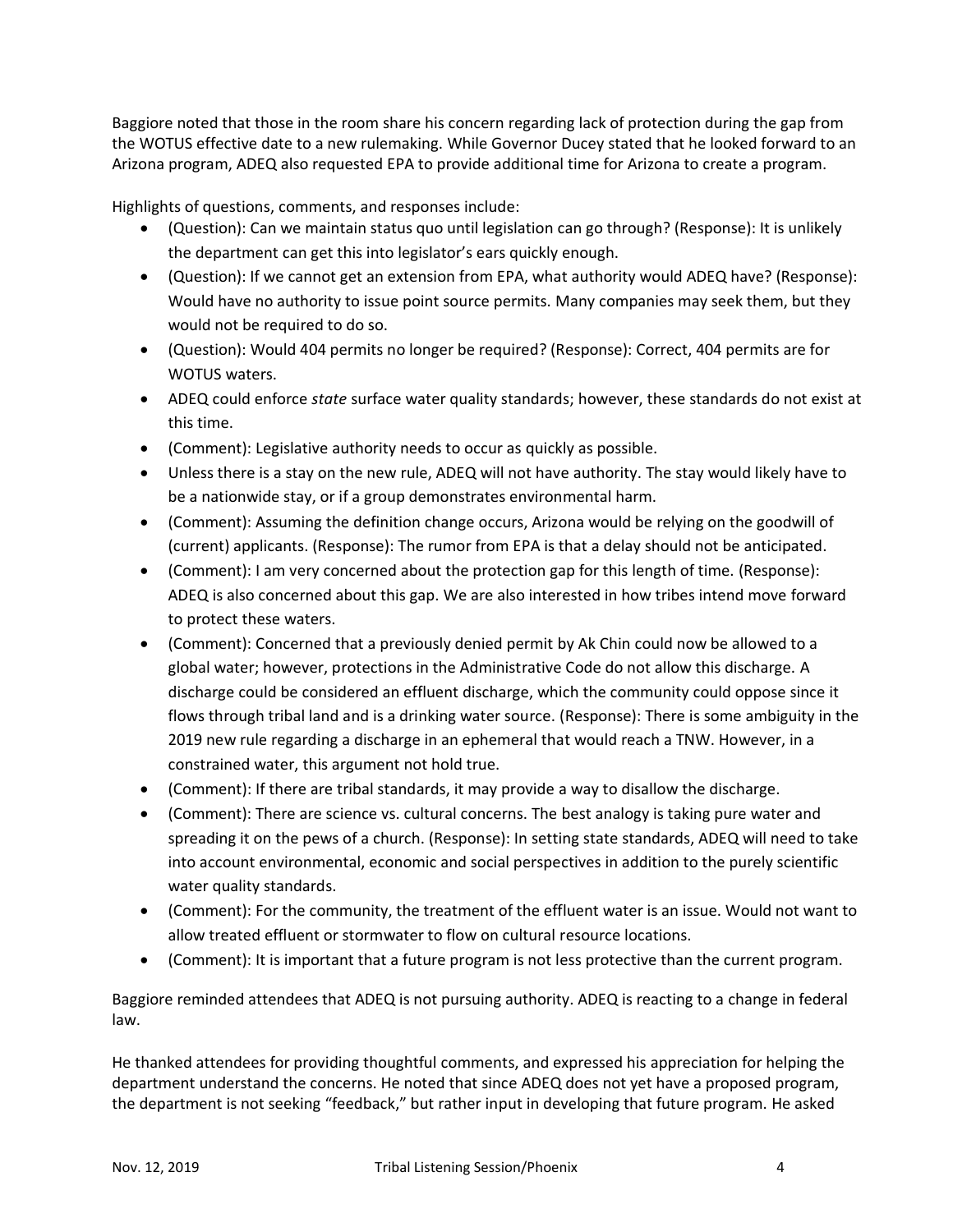Baggiore noted that those in the room share his concern regarding lack of protection during the gap from the WOTUS effective date to a new rulemaking. While Governor Ducey stated that he looked forward to an Arizona program, ADEQ also requested EPA to provide additional time for Arizona to create a program.

Highlights of questions, comments, and responses include:

- (Question): Can we maintain status quo until legislation can go through? (Response): It is unlikely the department can get this into legislator's ears quickly enough.
- (Question): If we cannot get an extension from EPA, what authority would ADEQ have? (Response): Would have no authority to issue point source permits. Many companies may seek them, but they would not be required to do so.
- (Question): Would 404 permits no longer be required? (Response): Correct, 404 permits are for WOTUS waters.
- ADEQ could enforce *state* surface water quality standards; however, these standards do not exist at this time.
- (Comment): Legislative authority needs to occur as quickly as possible.
- Unless there is a stay on the new rule, ADEQ will not have authority. The stay would likely have to be a nationwide stay, or if a group demonstrates environmental harm.
- (Comment): Assuming the definition change occurs, Arizona would be relying on the goodwill of (current) applicants. (Response): The rumor from EPA is that a delay should not be anticipated.
- (Comment): I am very concerned about the protection gap for this length of time. (Response): ADEQ is also concerned about this gap. We are also interested in how tribes intend move forward to protect these waters.
- (Comment): Concerned that a previously denied permit by Ak Chin could now be allowed to a global water; however, protections in the Administrative Code do not allow this discharge. A discharge could be considered an effluent discharge, which the community could oppose since it flows through tribal land and is a drinking water source. (Response): There is some ambiguity in the 2019 new rule regarding a discharge in an ephemeral that would reach a TNW. However, in a constrained water, this argument not hold true.
- (Comment): If there are tribal standards, it may provide a way to disallow the discharge.
- (Comment): There are science vs. cultural concerns. The best analogy is taking pure water and spreading it on the pews of a church. (Response): In setting state standards, ADEQ will need to take into account environmental, economic and social perspectives in addition to the purely scientific water quality standards.
- (Comment): For the community, the treatment of the effluent water is an issue. Would not want to allow treated effluent or stormwater to flow on cultural resource locations.
- (Comment): It is important that a future program is not less protective than the current program.

Baggiore reminded attendees that ADEQ is not pursuing authority. ADEQ is reacting to a change in federal law.

He thanked attendees for providing thoughtful comments, and expressed his appreciation for helping the department understand the concerns. He noted that since ADEQ does not yet have a proposed program, the department is not seeking "feedback," but rather input in developing that future program. He asked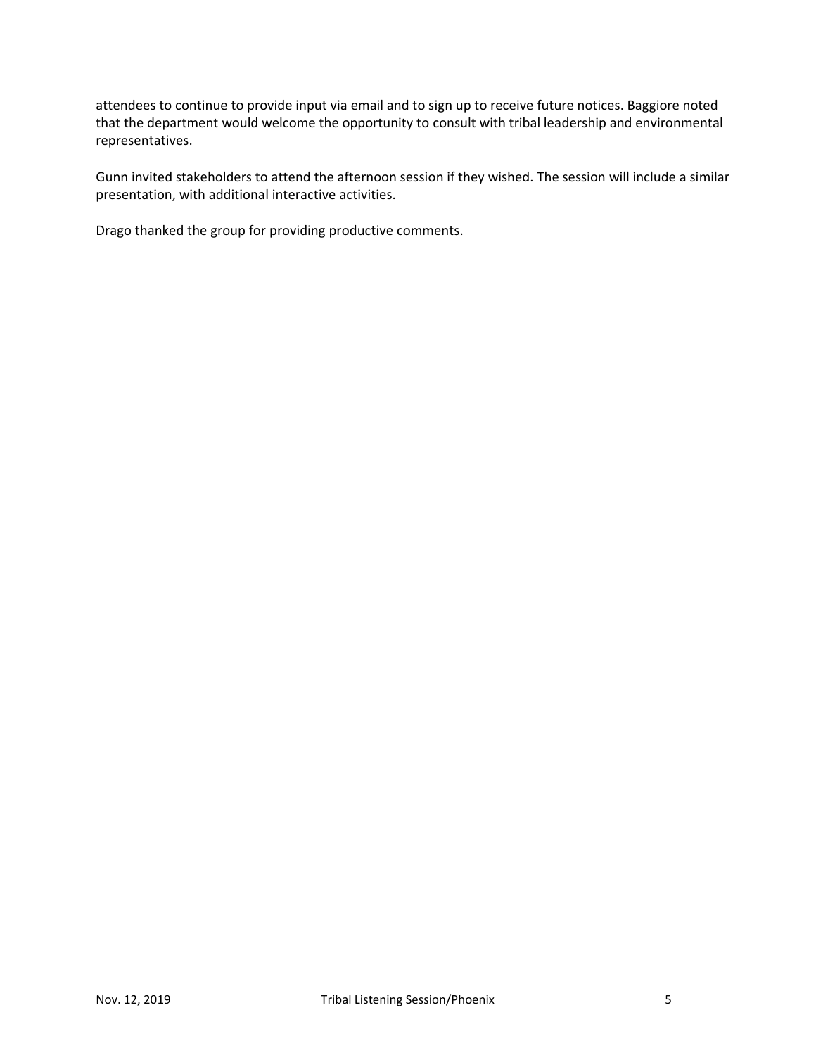attendees to continue to provide input via email and to sign up to receive future notices. Baggiore noted that the department would welcome the opportunity to consult with tribal leadership and environmental representatives.

Gunn invited stakeholders to attend the afternoon session if they wished. The session will include a similar presentation, with additional interactive activities.

Drago thanked the group for providing productive comments.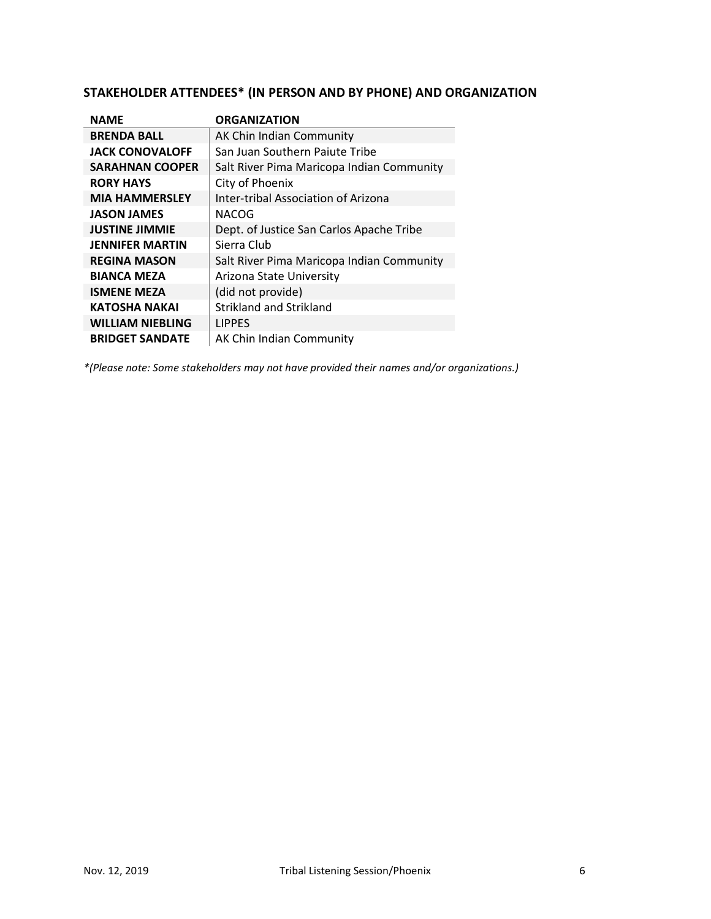## STAKEHOLDER ATTENDEES* (IN PERSON AND BY PHONE) AND ORGANIZATION

| NAME | ORGANIZATION |
|---|---|
| **BRENDA BALL** | AK Chin Indian Community |
| **JACK CONOVALOFF** | San Juan Southern Paiute Tribe |
| **SARAHNAN COOPER** | Salt River Pima Maricopa Indian Community |
| **RORY HAYS** | City of Phoenix |
| **MIA HAMMERSLEY** | Inter-tribal Association of Arizona |
| **JASON JAMES** | NACOG |
| **JUSTINE JIMMIE** | Dept. of Justice San Carlos Apache Tribe |
| **JENNIFER MARTIN** | Sierra Club |
| **REGINA MASON** | Salt River Pima Maricopa Indian Community |
| **BIANCA MEZA** | Arizona State University |
| **ISMENE MEZA** | (did not provide) |
| **KATOSHA NAKAI** | Strikland and Strikland |
| **WILLIAM NIEBLING** | LIPPES |
| **BRIDGET SANDATE** | AK Chin Indian Community |

*\*(Please note: Some stakeholders may not have provided their names and/or organizations.)*